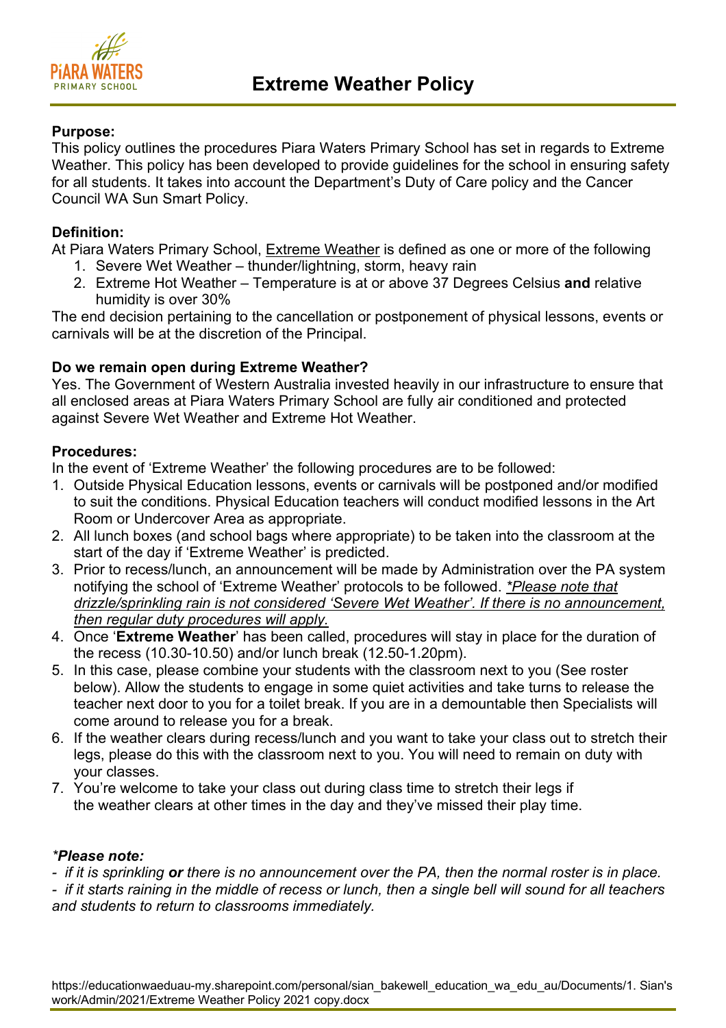# Extreme Weather Policy

**Purpose:**
This policy outlines the procedures Piara Waters Primary School has set in regards to Extreme Weather. This policy has been developed to provide guidelines for the school in ensuring safety for all students. It takes into account the Department's Duty of Care policy and the Cancer Council WA Sun Smart Policy.

**Definition:**
At Piara Waters Primary School, <u>Extreme Weather</u> is defined as one or more of the following

1. Severe Wet Weather – thunder/lightning, storm, heavy rain
2. Extreme Hot Weather – Temperature is at or above 37 Degrees Celsius **and** relative humidity is over 30%

The end decision pertaining to the cancellation or postponement of physical lessons, events or carnivals will be at the discretion of the Principal.

**Do we remain open during Extreme Weather?**
Yes. The Government of Western Australia invested heavily in our infrastructure to ensure that all enclosed areas at Piara Waters Primary School are fully air conditioned and protected against Severe Wet Weather and Extreme Hot Weather.

**Procedures:**
In the event of 'Extreme Weather' the following procedures are to be followed:

1. Outside Physical Education lessons, events or carnivals will be postponed and/or modified to suit the conditions. Physical Education teachers will conduct modified lessons in the Art Room or Undercover Area as appropriate.
2. All lunch boxes (and school bags where appropriate) to be taken into the classroom at the start of the day if 'Extreme Weather' is predicted.
3. Prior to recess/lunch, an announcement will be made by Administration over the PA system notifying the school of 'Extreme Weather' protocols to be followed. <u>*\*Please note that drizzle/sprinkling rain is not considered 'Severe Wet Weather'. If there is no announcement, then regular duty procedures will apply.*</u>
4. Once '**Extreme Weather**' has been called, procedures will stay in place for the duration of the recess (10.30-10.50) and/or lunch break (12.50-1.20pm).
5. In this case, please combine your students with the classroom next to you (See roster below). Allow the students to engage in some quiet activities and take turns to release the teacher next door to you for a toilet break. If you are in a demountable then Specialists will come around to release you for a break.
6. If the weather clears during recess/lunch and you want to take your class out to stretch their legs, please do this with the classroom next to you. You will need to remain on duty with your classes.
7. You're welcome to take your class out during class time to stretch their legs if the weather clears at other times in the day and they've missed their play time.

***Please note:***

- *if it is sprinkling* ***or*** *there is no announcement over the PA, then the normal roster is in place.*
- *if it starts raining in the middle of recess or lunch, then a single bell will sound for all teachers and students to return to classrooms immediately.*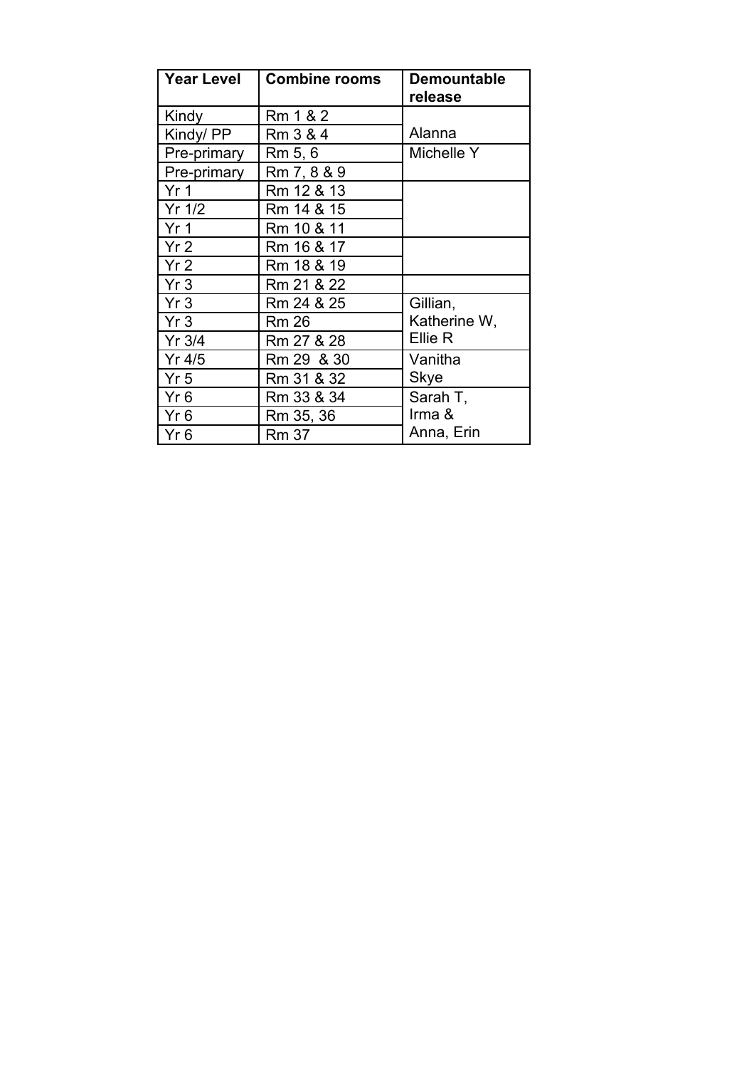| Year Level | Combine rooms | Demountable release |
|---|---|---|
| Kindy | Rm 1 & 2 | |
| Kindy/ PP | Rm 3 & 4 | Alanna |
| Pre-primary | Rm 5, 6 | Michelle Y |
| Pre-primary | Rm 7, 8 & 9 | |
| Yr 1 | Rm 12 & 13 | |
| Yr 1/2 | Rm 14 & 15 | |
| Yr 1 | Rm 10 & 11 | |
| Yr 2 | Rm 16 & 17 | |
| Yr 2 | Rm 18 & 19 | |
| Yr 3 | Rm 21 & 22 | |
| Yr 3 | Rm 24 & 25 | Gillian, |
| Yr 3 | Rm 26 | Katherine W, |
| Yr 3/4 | Rm 27 & 28 | Ellie R |
| Yr 4/5 | Rm 29 & 30 | Vanitha |
| Yr 5 | Rm 31 & 32 | Skye |
| Yr 6 | Rm 33 & 34 | Sarah T, |
| Yr 6 | Rm 35, 36 | Irma & |
| Yr 6 | Rm 37 | Anna, Erin |